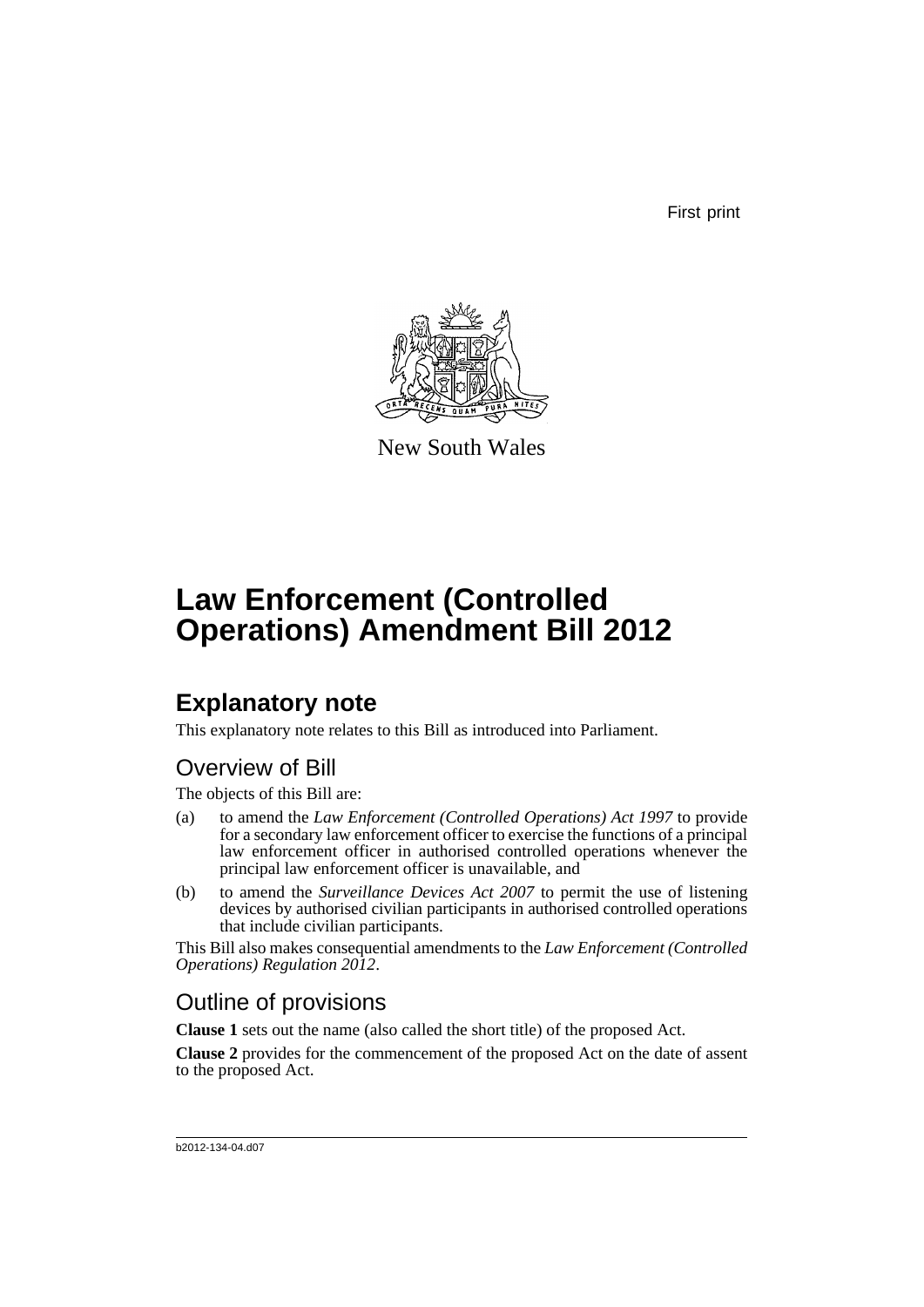First print

New South Wales

# Law Enforcement (Controlled Operations) Amendment Bill 2012

## Explanatory note

This explanatory note relates to this Bill as introduced into Parliament.

### Overview of Bill

The objects of this Bill are:

(a) to amend the *Law Enforcement (Controlled Operations) Act 1997* to provide for a secondary law enforcement officer to exercise the functions of a principal law enforcement officer in authorised controlled operations whenever the principal law enforcement officer is unavailable, and

(b) to amend the *Surveillance Devices Act 2007* to permit the use of listening devices by authorised civilian participants in authorised controlled operations that include civilian participants.

This Bill also makes consequential amendments to the *Law Enforcement (Controlled Operations) Regulation 2012*.

### Outline of provisions

**Clause 1** sets out the name (also called the short title) of the proposed Act.

**Clause 2** provides for the commencement of the proposed Act on the date of assent to the proposed Act.

b2012-134-04.d07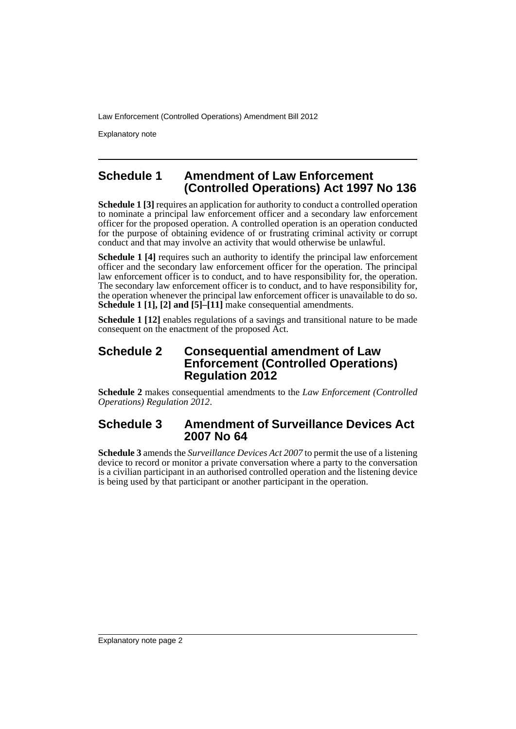## Schedule 1 Amendment of Law Enforcement (Controlled Operations) Act 1997 No 136

**Schedule 1 [3]** requires an application for authority to conduct a controlled operation to nominate a principal law enforcement officer and a secondary law enforcement officer for the proposed operation. A controlled operation is an operation conducted for the purpose of obtaining evidence of or frustrating criminal activity or corrupt conduct and that may involve an activity that would otherwise be unlawful.

**Schedule 1 [4]** requires such an authority to identify the principal law enforcement officer and the secondary law enforcement officer for the operation. The principal law enforcement officer is to conduct, and to have responsibility for, the operation. The secondary law enforcement officer is to conduct, and to have responsibility for, the operation whenever the principal law enforcement officer is unavailable to do so. **Schedule 1 [1], [2] and [5]–[11]** make consequential amendments.

**Schedule 1 [12]** enables regulations of a savings and transitional nature to be made consequent on the enactment of the proposed Act.

## Schedule 2 Consequential amendment of Law Enforcement (Controlled Operations) Regulation 2012

**Schedule 2** makes consequential amendments to the *Law Enforcement (Controlled Operations) Regulation 2012*.

## Schedule 3 Amendment of Surveillance Devices Act 2007 No 64

**Schedule 3** amends the *Surveillance Devices Act 2007* to permit the use of a listening device to record or monitor a private conversation where a party to the conversation is a civilian participant in an authorised controlled operation and the listening device is being used by that participant or another participant in the operation.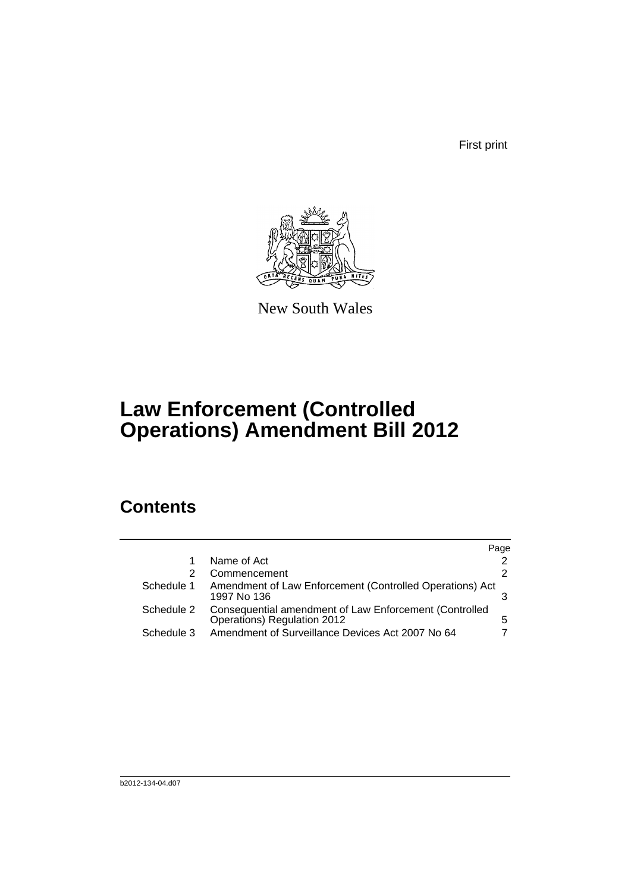First print

New South Wales

# Law Enforcement (Controlled Operations) Amendment Bill 2012

## Contents

| | | Page |
|---|---|---|
| 1 | Name of Act | 2 |
| 2 | Commencement | 2 |
| Schedule 1 | Amendment of Law Enforcement (Controlled Operations) Act 1997 No 136 | 3 |
| Schedule 2 | Consequential amendment of Law Enforcement (Controlled Operations) Regulation 2012 | 5 |
| Schedule 3 | Amendment of Surveillance Devices Act 2007 No 64 | 7 |

b2012-134-04.d07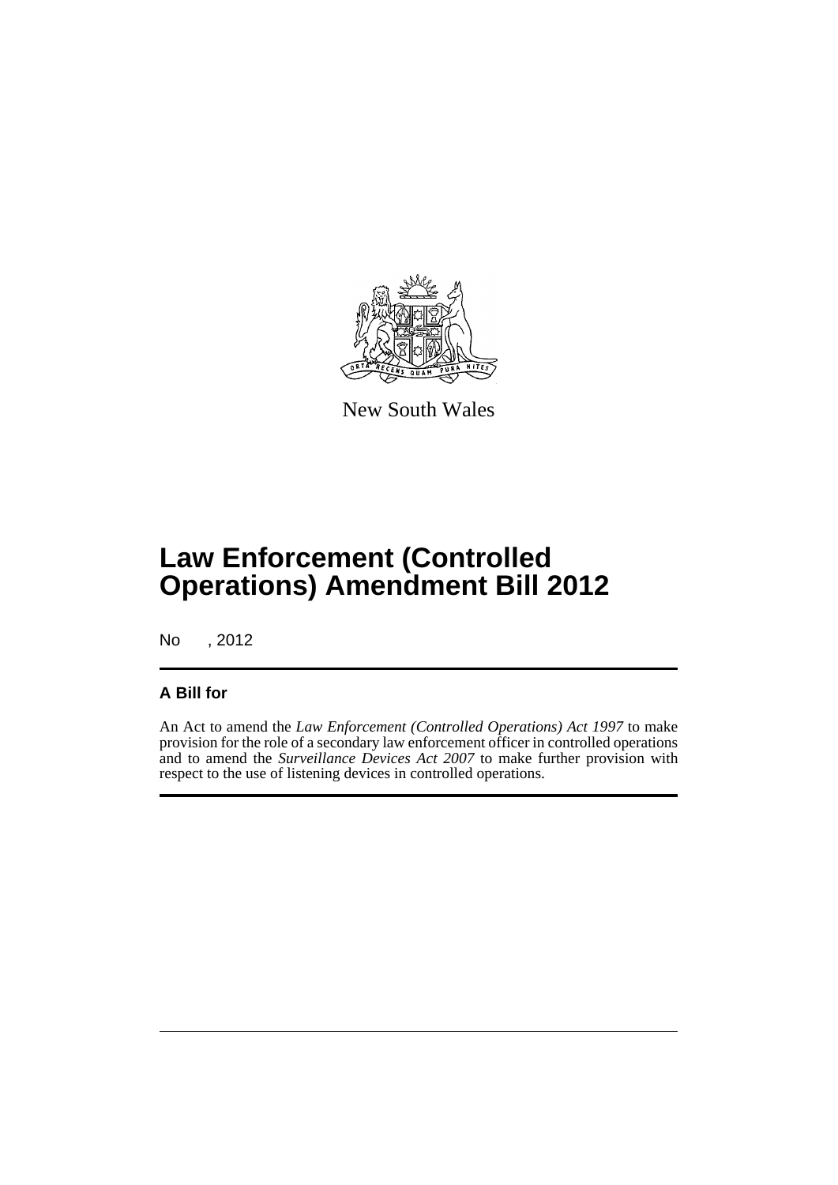New South Wales

# Law Enforcement (Controlled Operations) Amendment Bill 2012

No , 2012

## A Bill for

An Act to amend the *Law Enforcement (Controlled Operations) Act 1997* to make provision for the role of a secondary law enforcement officer in controlled operations and to amend the *Surveillance Devices Act 2007* to make further provision with respect to the use of listening devices in controlled operations.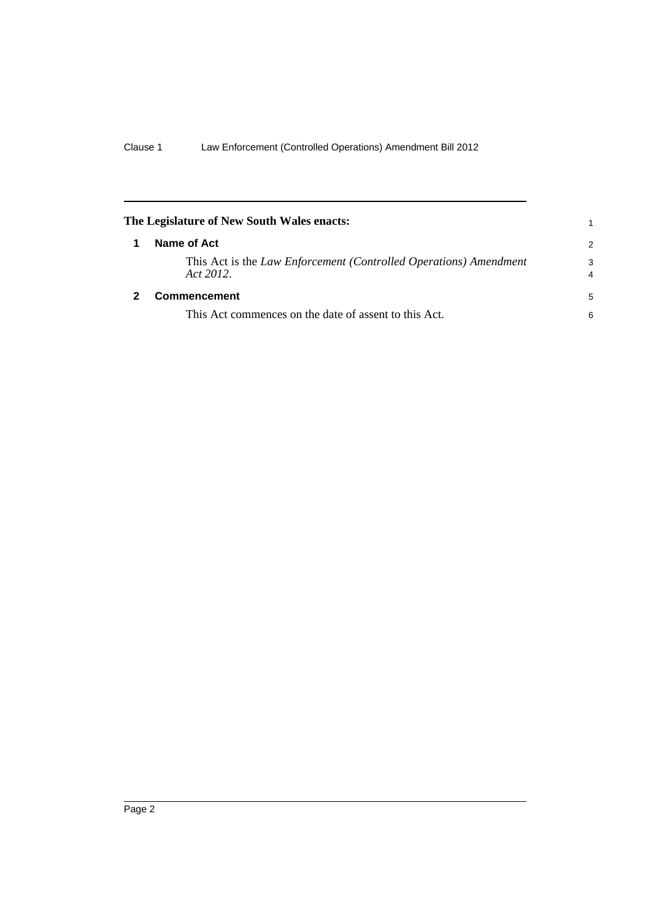**The Legislature of New South Wales enacts:**

## 1 Name of Act

This Act is the *Law Enforcement (Controlled Operations) Amendment Act 2012*.

## 2 Commencement

This Act commences on the date of assent to this Act.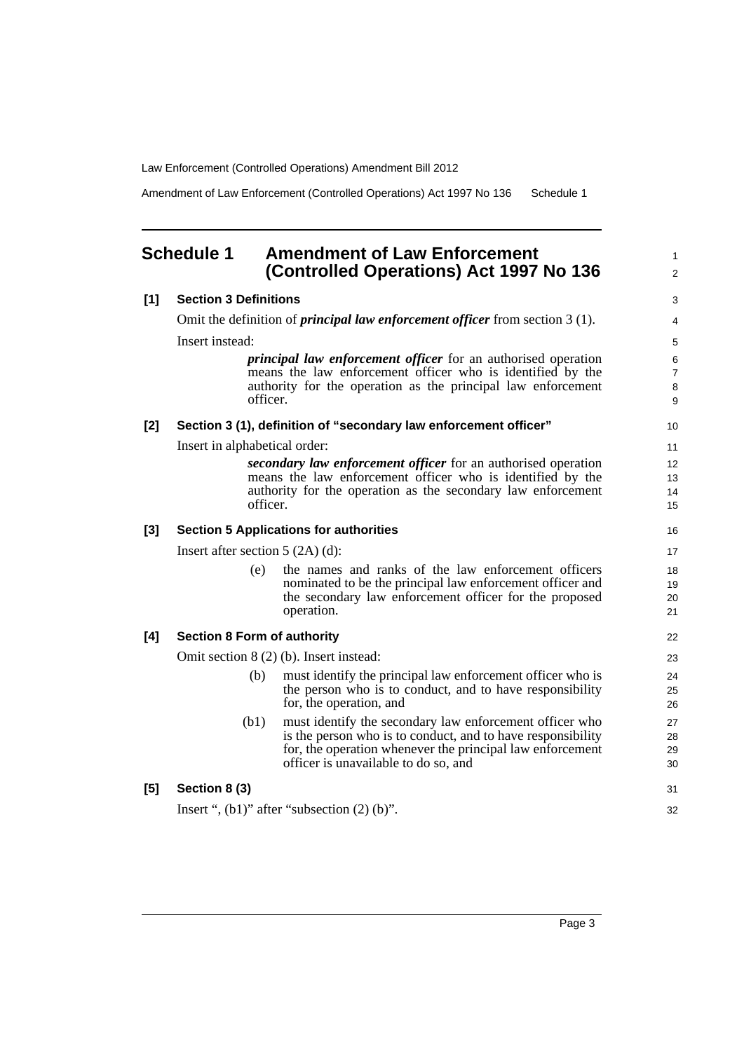## Schedule 1 Amendment of Law Enforcement (Controlled Operations) Act 1997 No 136

**[1] Section 3 Definitions**

Omit the definition of ***principal law enforcement officer*** from section 3 (1).

Insert instead:

> ***principal law enforcement officer*** for an authorised operation means the law enforcement officer who is identified by the authority for the operation as the principal law enforcement officer.

**[2] Section 3 (1), definition of "secondary law enforcement officer"**

Insert in alphabetical order:

> ***secondary law enforcement officer*** for an authorised operation means the law enforcement officer who is identified by the authority for the operation as the secondary law enforcement officer.

**[3] Section 5 Applications for authorities**

Insert after section 5 (2A) (d):

> (e) the names and ranks of the law enforcement officers nominated to be the principal law enforcement officer and the secondary law enforcement officer for the proposed operation.

**[4] Section 8 Form of authority**

Omit section 8 (2) (b). Insert instead:

> (b) must identify the principal law enforcement officer who is the person who is to conduct, and to have responsibility for, the operation, and
>
> (b1) must identify the secondary law enforcement officer who is the person who is to conduct, and to have responsibility for, the operation whenever the principal law enforcement officer is unavailable to do so, and

**[5] Section 8 (3)**

Insert ", (b1)" after "subsection (2) (b)".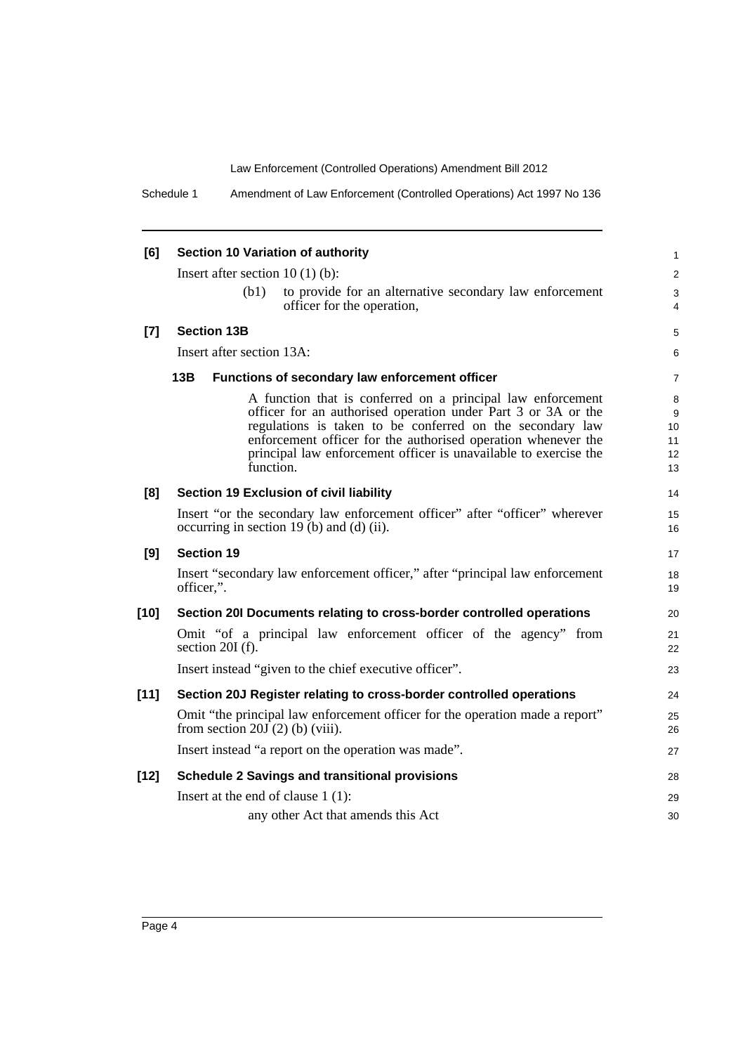**[6] Section 10 Variation of authority**

Insert after section 10 (1) (b):

> (b1) to provide for an alternative secondary law enforcement officer for the operation,

**[7] Section 13B**

Insert after section 13A:

> **13B Functions of secondary law enforcement officer**
>
> A function that is conferred on a principal law enforcement officer for an authorised operation under Part 3 or 3A or the regulations is taken to be conferred on the secondary law enforcement officer for the authorised operation whenever the principal law enforcement officer is unavailable to exercise the function.

**[8] Section 19 Exclusion of civil liability**

Insert "or the secondary law enforcement officer" after "officer" wherever occurring in section 19 (b) and (d) (ii).

**[9] Section 19**

Insert "secondary law enforcement officer," after "principal law enforcement officer,".

**[10] Section 20I Documents relating to cross-border controlled operations**

Omit "of a principal law enforcement officer of the agency" from section 20I (f).

Insert instead "given to the chief executive officer".

**[11] Section 20J Register relating to cross-border controlled operations**

Omit "the principal law enforcement officer for the operation made a report" from section 20J (2) (b) (viii).

Insert instead "a report on the operation was made".

**[12] Schedule 2 Savings and transitional provisions**

Insert at the end of clause 1 (1):

> any other Act that amends this Act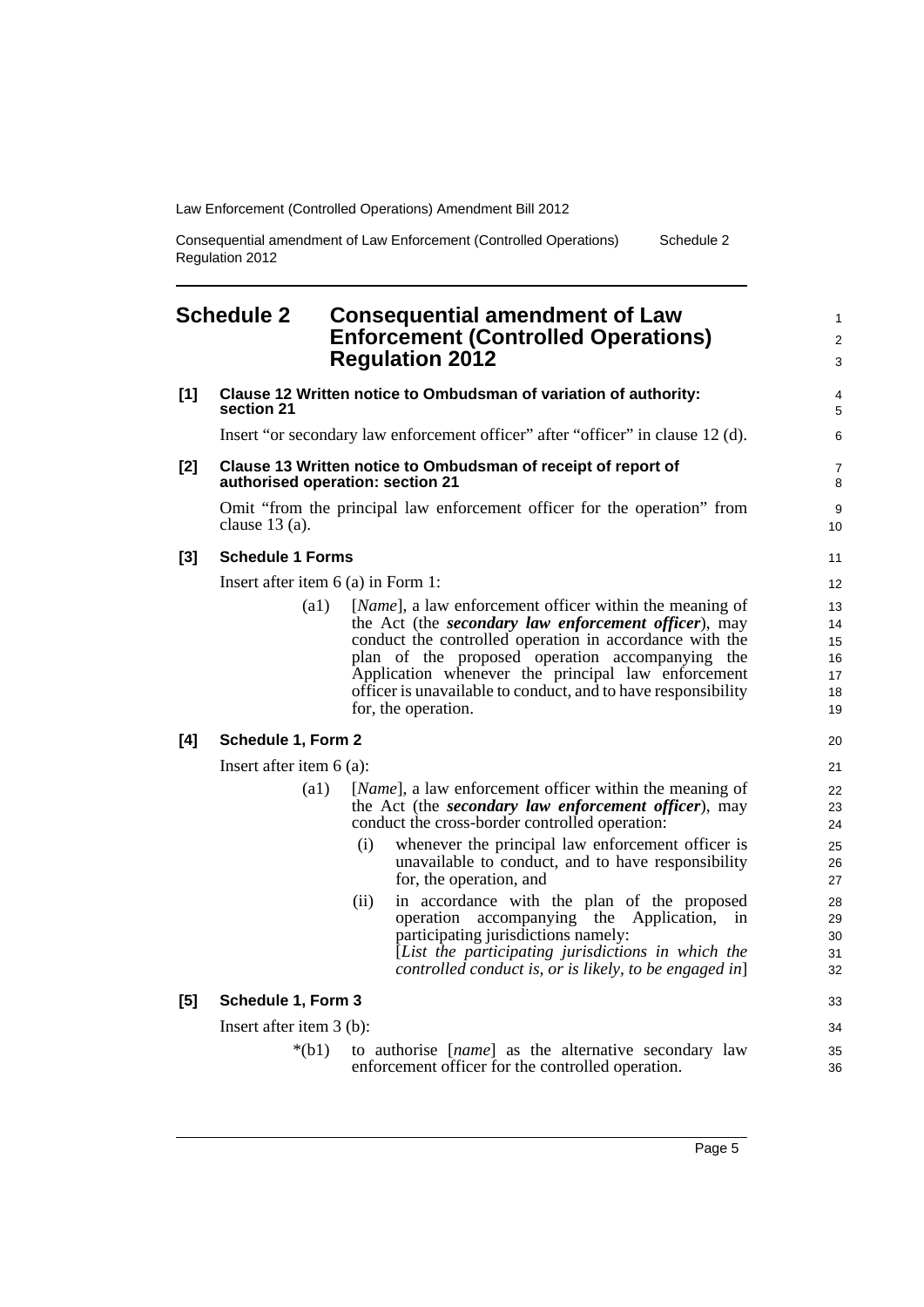## Schedule 2 Consequential amendment of Law Enforcement (Controlled Operations) Regulation 2012

**[1] Clause 12 Written notice to Ombudsman of variation of authority: section 21**

Insert "or secondary law enforcement officer" after "officer" in clause 12 (d).

**[2] Clause 13 Written notice to Ombudsman of receipt of report of authorised operation: section 21**

Omit "from the principal law enforcement officer for the operation" from clause 13 (a).

**[3] Schedule 1 Forms**

Insert after item 6 (a) in Form 1:

(a1) [*Name*], a law enforcement officer within the meaning of the Act (the ***secondary law enforcement officer***), may conduct the controlled operation in accordance with the plan of the proposed operation accompanying the Application whenever the principal law enforcement officer is unavailable to conduct, and to have responsibility for, the operation.

**[4] Schedule 1, Form 2**

Insert after item 6 (a):

(a1) [*Name*], a law enforcement officer within the meaning of the Act (the ***secondary law enforcement officer***), may conduct the cross-border controlled operation:

(i) whenever the principal law enforcement officer is unavailable to conduct, and to have responsibility for, the operation, and

(ii) in accordance with the plan of the proposed operation accompanying the Application, in participating jurisdictions namely:
[*List the participating jurisdictions in which the controlled conduct is, or is likely, to be engaged in*]

**[5] Schedule 1, Form 3**

Insert after item 3 (b):

*(b1) to authorise [*name*] as the alternative secondary law enforcement officer for the controlled operation.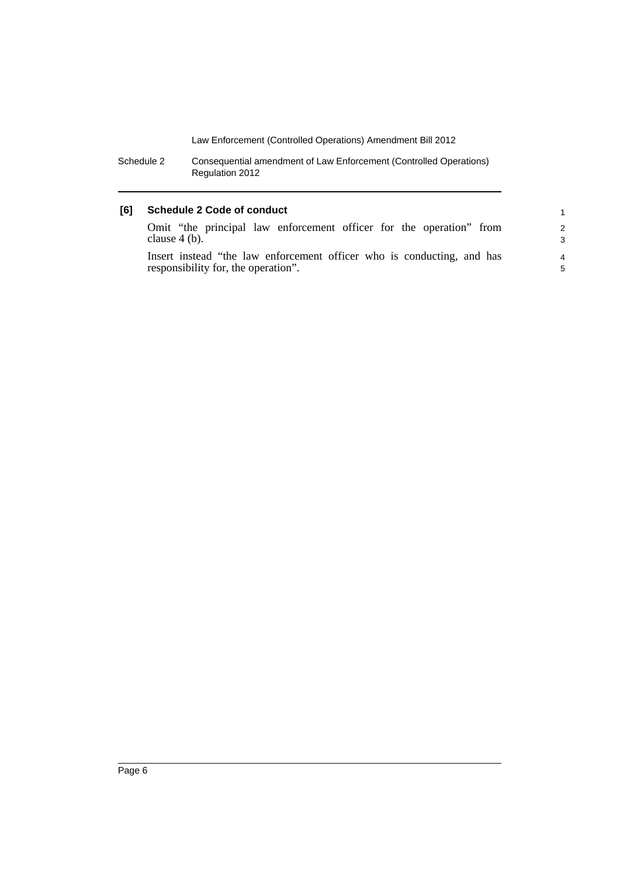### [6] Schedule 2 Code of conduct

Omit "the principal law enforcement officer for the operation" from clause 4 (b).

Insert instead "the law enforcement officer who is conducting, and has responsibility for, the operation".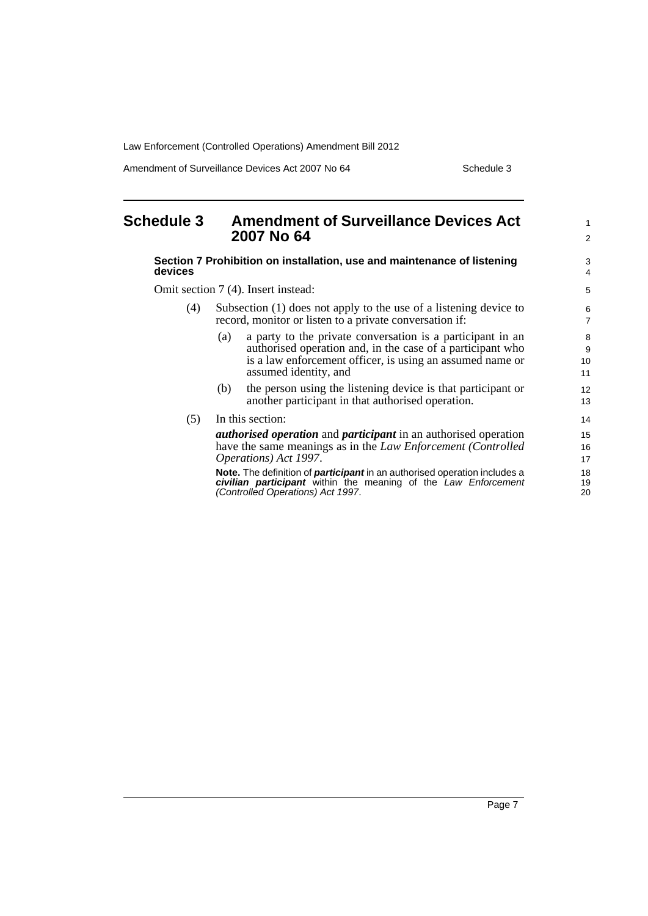# Schedule 3 Amendment of Surveillance Devices Act 2007 No 64

### Section 7 Prohibition on installation, use and maintenance of listening devices

Omit section 7 (4). Insert instead:

(4) Subsection (1) does not apply to the use of a listening device to record, monitor or listen to a private conversation if:

(a) a party to the private conversation is a participant in an authorised operation and, in the case of a participant who is a law enforcement officer, is using an assumed name or assumed identity, and

(b) the person using the listening device is that participant or another participant in that authorised operation.

(5) In this section:

***authorised operation*** and ***participant*** in an authorised operation have the same meanings as in the *Law Enforcement (Controlled Operations) Act 1997*.

**Note.** The definition of ***participant*** in an authorised operation includes a ***civilian participant*** within the meaning of the *Law Enforcement (Controlled Operations) Act 1997*.